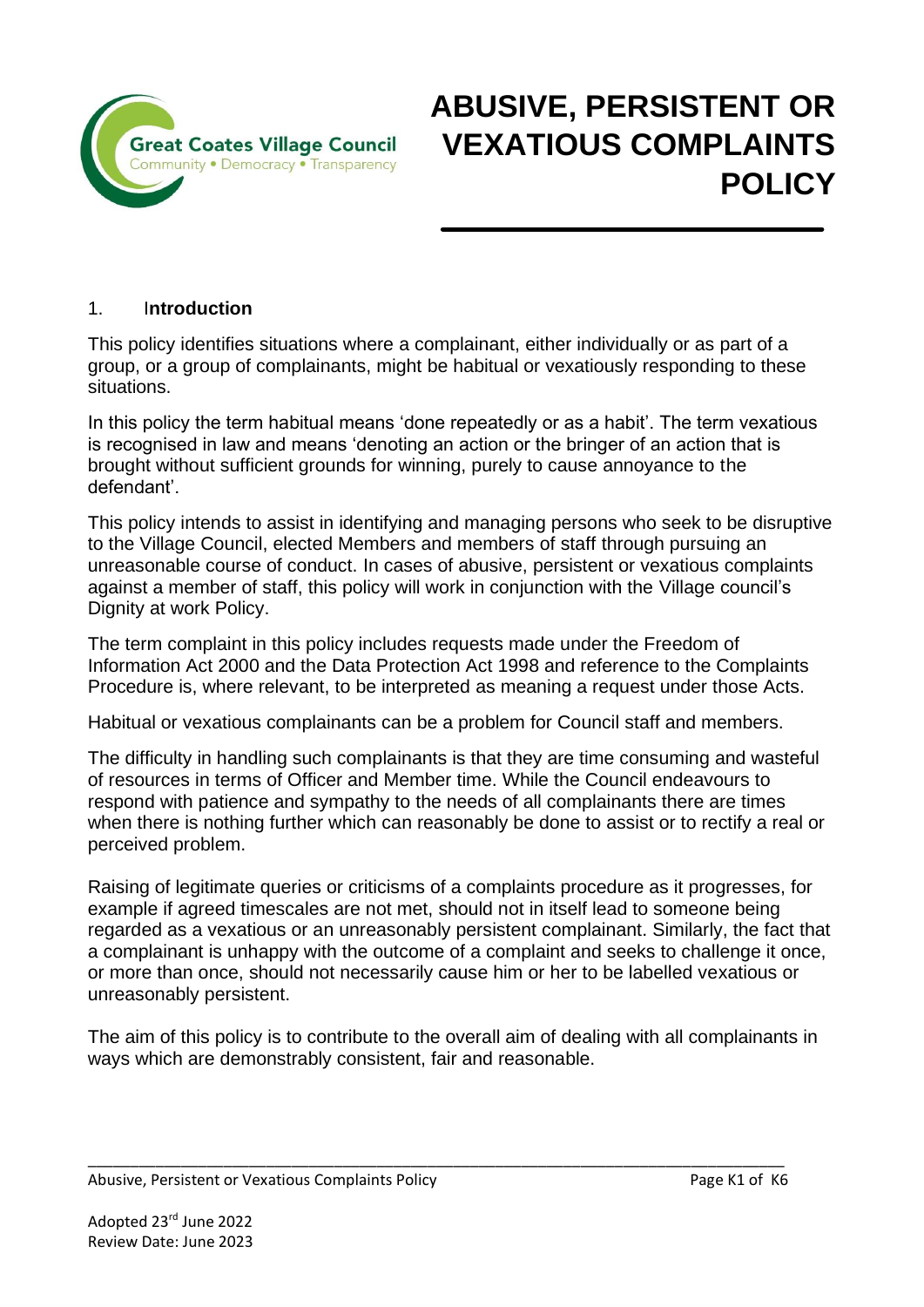# ABUSIVE, PERSISTENT OR VEXATIOUS COMPLAINTS POLICY

## 1. Introduction

This policy identifies situations where a complainant, either individually or as part of a group, or a group of complainants, might be habitual or vexatiously responding to these situations.

In this policy the term habitual means 'done repeatedly or as a habit'. The term vexatious is recognised in law and means 'denoting an action or the bringer of an action that is brought without sufficient grounds for winning, purely to cause annoyance to the defendant'.

This policy intends to assist in identifying and managing persons who seek to be disruptive to the Village Council, elected Members and members of staff through pursuing an unreasonable course of conduct. In cases of abusive, persistent or vexatious complaints against a member of staff, this policy will work in conjunction with the Village council's Dignity at work Policy.

The term complaint in this policy includes requests made under the Freedom of Information Act 2000 and the Data Protection Act 1998 and reference to the Complaints Procedure is, where relevant, to be interpreted as meaning a request under those Acts.

Habitual or vexatious complainants can be a problem for Council staff and members.

The difficulty in handling such complainants is that they are time consuming and wasteful of resources in terms of Officer and Member time. While the Council endeavours to respond with patience and sympathy to the needs of all complainants there are times when there is nothing further which can reasonably be done to assist or to rectify a real or perceived problem.

Raising of legitimate queries or criticisms of a complaints procedure as it progresses, for example if agreed timescales are not met, should not in itself lead to someone being regarded as a vexatious or an unreasonably persistent complainant. Similarly, the fact that a complainant is unhappy with the outcome of a complaint and seeks to challenge it once, or more than once, should not necessarily cause him or her to be labelled vexatious or unreasonably persistent.

The aim of this policy is to contribute to the overall aim of dealing with all complainants in ways which are demonstrably consistent, fair and reasonable.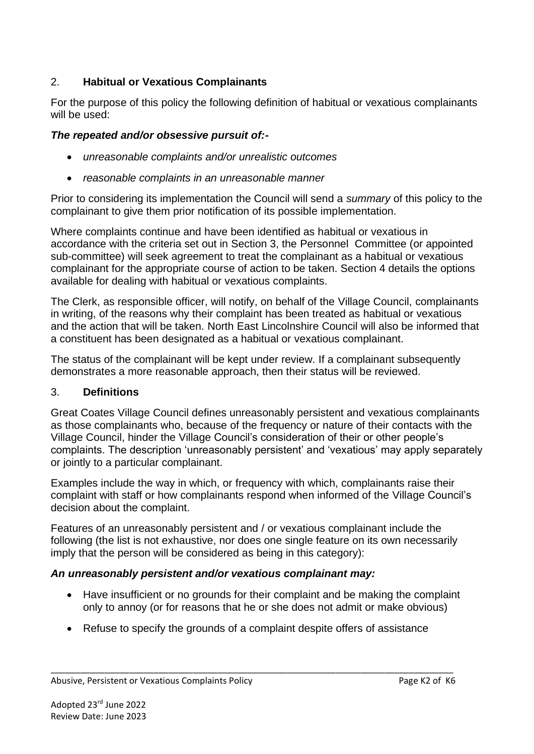## 2. **Habitual or Vexatious Complainants**

For the purpose of this policy the following definition of habitual or vexatious complainants will be used:

***The repeated and/or obsessive pursuit of:-***

- *unreasonable complaints and/or unrealistic outcomes*
- *reasonable complaints in an unreasonable manner*

Prior to considering its implementation the Council will send a *summary* of this policy to the complainant to give them prior notification of its possible implementation.

Where complaints continue and have been identified as habitual or vexatious in accordance with the criteria set out in Section 3, the Personnel Committee (or appointed sub-committee) will seek agreement to treat the complainant as a habitual or vexatious complainant for the appropriate course of action to be taken. Section 4 details the options available for dealing with habitual or vexatious complaints.

The Clerk, as responsible officer, will notify, on behalf of the Village Council, complainants in writing, of the reasons why their complaint has been treated as habitual or vexatious and the action that will be taken. North East Lincolnshire Council will also be informed that a constituent has been designated as a habitual or vexatious complainant.

The status of the complainant will be kept under review. If a complainant subsequently demonstrates a more reasonable approach, then their status will be reviewed.

## 3. **Definitions**

Great Coates Village Council defines unreasonably persistent and vexatious complainants as those complainants who, because of the frequency or nature of their contacts with the Village Council, hinder the Village Council's consideration of their or other people's complaints. The description 'unreasonably persistent' and 'vexatious' may apply separately or jointly to a particular complainant.

Examples include the way in which, or frequency with which, complainants raise their complaint with staff or how complainants respond when informed of the Village Council's decision about the complaint.

Features of an unreasonably persistent and / or vexatious complainant include the following (the list is not exhaustive, nor does one single feature on its own necessarily imply that the person will be considered as being in this category):

***An unreasonably persistent and/or vexatious complainant may:***

- Have insufficient or no grounds for their complaint and be making the complaint only to annoy (or for reasons that he or she does not admit or make obvious)
- Refuse to specify the grounds of a complaint despite offers of assistance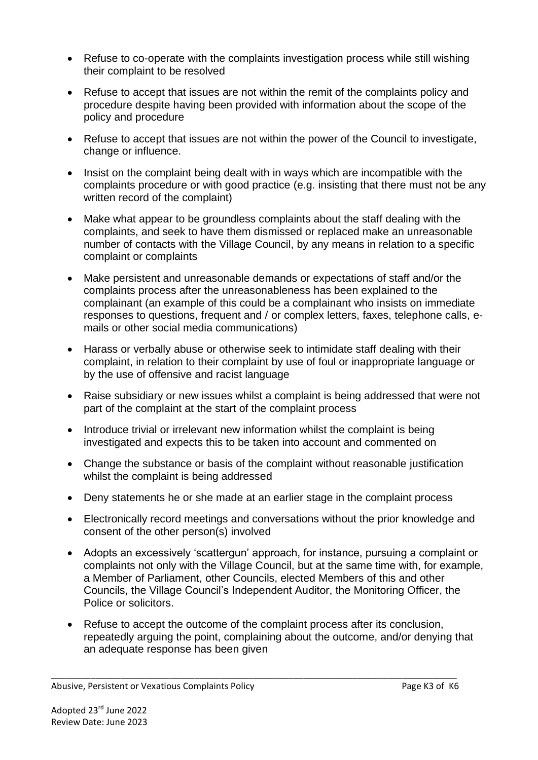- Refuse to co-operate with the complaints investigation process while still wishing their complaint to be resolved
- Refuse to accept that issues are not within the remit of the complaints policy and procedure despite having been provided with information about the scope of the policy and procedure
- Refuse to accept that issues are not within the power of the Council to investigate, change or influence.
- Insist on the complaint being dealt with in ways which are incompatible with the complaints procedure or with good practice (e.g. insisting that there must not be any written record of the complaint)
- Make what appear to be groundless complaints about the staff dealing with the complaints, and seek to have them dismissed or replaced make an unreasonable number of contacts with the Village Council, by any means in relation to a specific complaint or complaints
- Make persistent and unreasonable demands or expectations of staff and/or the complaints process after the unreasonableness has been explained to the complainant (an example of this could be a complainant who insists on immediate responses to questions, frequent and / or complex letters, faxes, telephone calls, e-mails or other social media communications)
- Harass or verbally abuse or otherwise seek to intimidate staff dealing with their complaint, in relation to their complaint by use of foul or inappropriate language or by the use of offensive and racist language
- Raise subsidiary or new issues whilst a complaint is being addressed that were not part of the complaint at the start of the complaint process
- Introduce trivial or irrelevant new information whilst the complaint is being investigated and expects this to be taken into account and commented on
- Change the substance or basis of the complaint without reasonable justification whilst the complaint is being addressed
- Deny statements he or she made at an earlier stage in the complaint process
- Electronically record meetings and conversations without the prior knowledge and consent of the other person(s) involved
- Adopts an excessively 'scattergun' approach, for instance, pursuing a complaint or complaints not only with the Village Council, but at the same time with, for example, a Member of Parliament, other Councils, elected Members of this and other Councils, the Village Council's Independent Auditor, the Monitoring Officer, the Police or solicitors.
- Refuse to accept the outcome of the complaint process after its conclusion, repeatedly arguing the point, complaining about the outcome, and/or denying that an adequate response has been given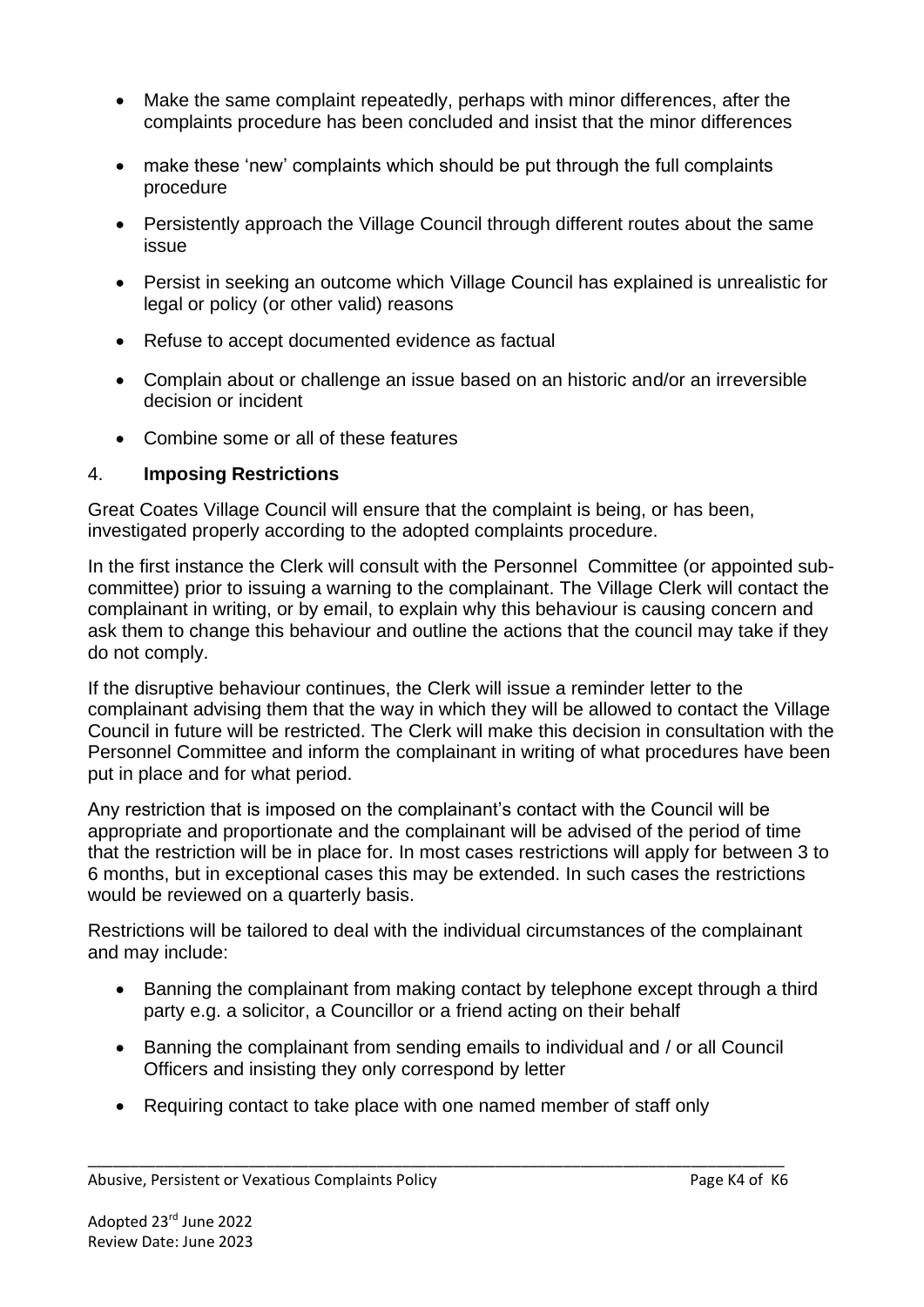- Make the same complaint repeatedly, perhaps with minor differences, after the complaints procedure has been concluded and insist that the minor differences
- make these 'new' complaints which should be put through the full complaints procedure
- Persistently approach the Village Council through different routes about the same issue
- Persist in seeking an outcome which Village Council has explained is unrealistic for legal or policy (or other valid) reasons
- Refuse to accept documented evidence as factual
- Complain about or challenge an issue based on an historic and/or an irreversible decision or incident
- Combine some or all of these features

## 4. **Imposing Restrictions**

Great Coates Village Council will ensure that the complaint is being, or has been, investigated properly according to the adopted complaints procedure.

In the first instance the Clerk will consult with the Personnel Committee (or appointed sub-committee) prior to issuing a warning to the complainant. The Village Clerk will contact the complainant in writing, or by email, to explain why this behaviour is causing concern and ask them to change this behaviour and outline the actions that the council may take if they do not comply.

If the disruptive behaviour continues, the Clerk will issue a reminder letter to the complainant advising them that the way in which they will be allowed to contact the Village Council in future will be restricted. The Clerk will make this decision in consultation with the Personnel Committee and inform the complainant in writing of what procedures have been put in place and for what period.

Any restriction that is imposed on the complainant's contact with the Council will be appropriate and proportionate and the complainant will be advised of the period of time that the restriction will be in place for. In most cases restrictions will apply for between 3 to 6 months, but in exceptional cases this may be extended. In such cases the restrictions would be reviewed on a quarterly basis.

Restrictions will be tailored to deal with the individual circumstances of the complainant and may include:

- Banning the complainant from making contact by telephone except through a third party e.g. a solicitor, a Councillor or a friend acting on their behalf
- Banning the complainant from sending emails to individual and / or all Council Officers and insisting they only correspond by letter
- Requiring contact to take place with one named member of staff only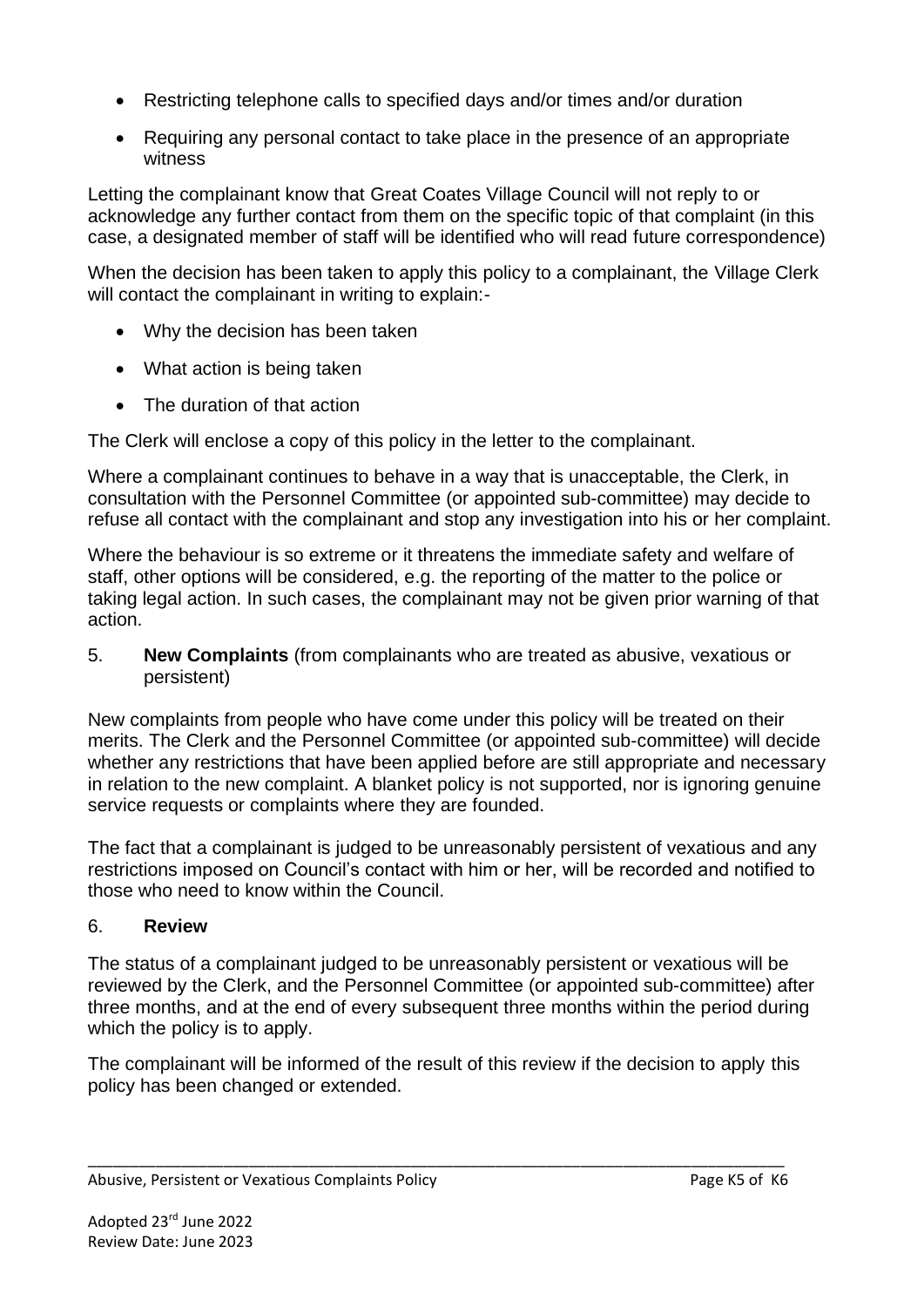- Restricting telephone calls to specified days and/or times and/or duration
- Requiring any personal contact to take place in the presence of an appropriate witness

Letting the complainant know that Great Coates Village Council will not reply to or acknowledge any further contact from them on the specific topic of that complaint (in this case, a designated member of staff will be identified who will read future correspondence)

When the decision has been taken to apply this policy to a complainant, the Village Clerk will contact the complainant in writing to explain:-

- Why the decision has been taken
- What action is being taken
- The duration of that action

The Clerk will enclose a copy of this policy in the letter to the complainant.

Where a complainant continues to behave in a way that is unacceptable, the Clerk, in consultation with the Personnel Committee (or appointed sub-committee) may decide to refuse all contact with the complainant and stop any investigation into his or her complaint.

Where the behaviour is so extreme or it threatens the immediate safety and welfare of staff, other options will be considered, e.g. the reporting of the matter to the police or taking legal action. In such cases, the complainant may not be given prior warning of that action.

5. **New Complaints** (from complainants who are treated as abusive, vexatious or persistent)

New complaints from people who have come under this policy will be treated on their merits. The Clerk and the Personnel Committee (or appointed sub-committee) will decide whether any restrictions that have been applied before are still appropriate and necessary in relation to the new complaint. A blanket policy is not supported, nor is ignoring genuine service requests or complaints where they are founded.

The fact that a complainant is judged to be unreasonably persistent of vexatious and any restrictions imposed on Council's contact with him or her, will be recorded and notified to those who need to know within the Council.

6. **Review**

The status of a complainant judged to be unreasonably persistent or vexatious will be reviewed by the Clerk, and the Personnel Committee (or appointed sub-committee) after three months, and at the end of every subsequent three months within the period during which the policy is to apply.

The complainant will be informed of the result of this review if the decision to apply this policy has been changed or extended.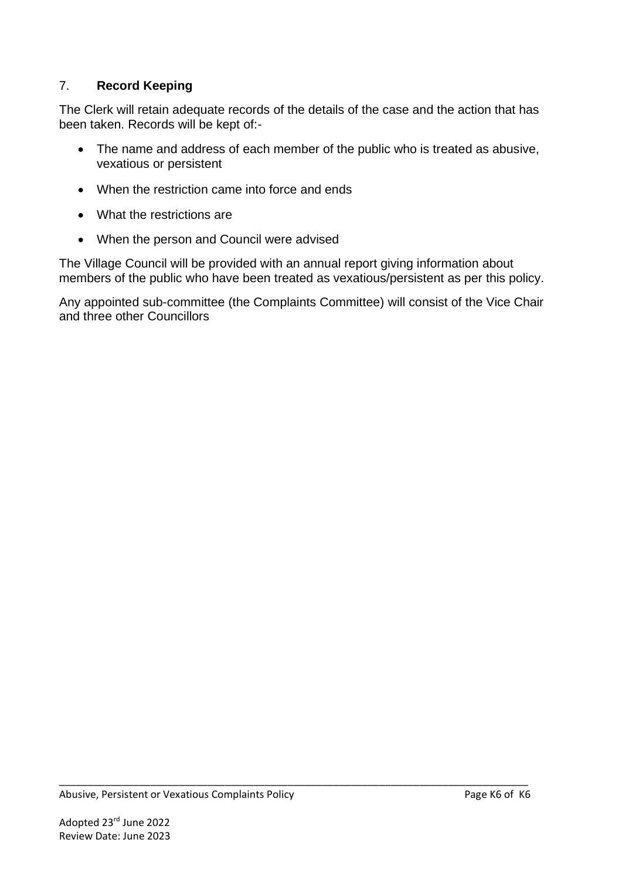## 7. **Record Keeping**

The Clerk will retain adequate records of the details of the case and the action that has been taken. Records will be kept of:-

- The name and address of each member of the public who is treated as abusive, vexatious or persistent
- When the restriction came into force and ends
- What the restrictions are
- When the person and Council were advised

The Village Council will be provided with an annual report giving information about members of the public who have been treated as vexatious/persistent as per this policy.

Any appointed sub-committee (the Complaints Committee) will consist of the Vice Chair and three other Councillors

Adopted 23rd June 2022
Review Date: June 2023